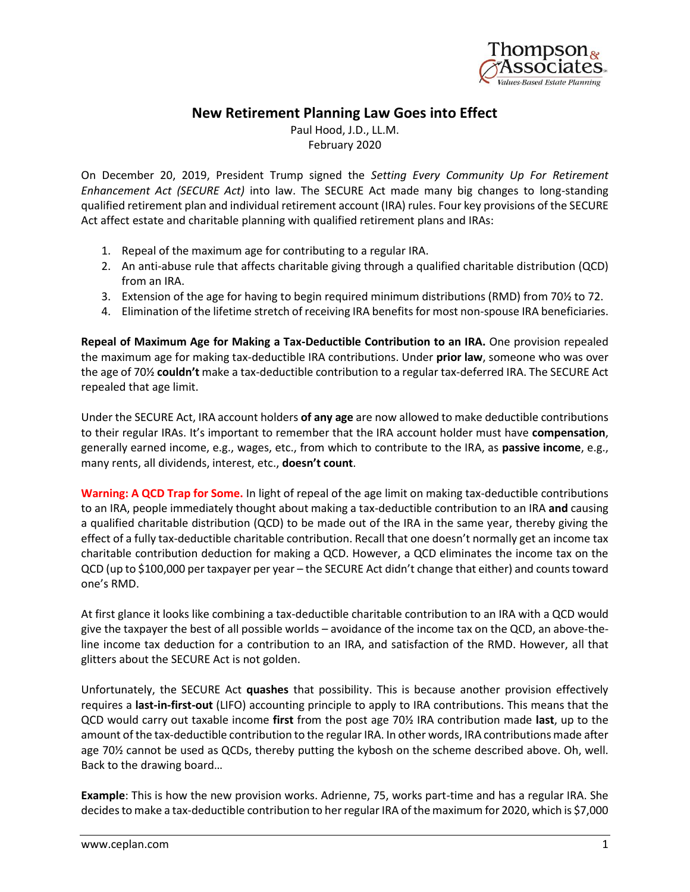# New Retirement Planning Law Goes into Effect

Paul Hood, J.D., LL.M.
February 2020

On December 20, 2019, President Trump signed the *Setting Every Community Up For Retirement Enhancement Act (SECURE Act)* into law. The SECURE Act made many big changes to long-standing qualified retirement plan and individual retirement account (IRA) rules. Four key provisions of the SECURE Act affect estate and charitable planning with qualified retirement plans and IRAs:

1. Repeal of the maximum age for contributing to a regular IRA.
2. An anti-abuse rule that affects charitable giving through a qualified charitable distribution (QCD) from an IRA.
3. Extension of the age for having to begin required minimum distributions (RMD) from 70½ to 72.
4. Elimination of the lifetime stretch of receiving IRA benefits for most non-spouse IRA beneficiaries.

**Repeal of Maximum Age for Making a Tax-Deductible Contribution to an IRA.** One provision repealed the maximum age for making tax-deductible IRA contributions. Under **prior law**, someone who was over the age of 70½ **couldn't** make a tax-deductible contribution to a regular tax-deferred IRA. The SECURE Act repealed that age limit.

Under the SECURE Act, IRA account holders **of any age** are now allowed to make deductible contributions to their regular IRAs. It's important to remember that the IRA account holder must have **compensation**, generally earned income, e.g., wages, etc., from which to contribute to the IRA, as **passive income**, e.g., many rents, all dividends, interest, etc., **doesn't count**.

**Warning: A QCD Trap for Some.** In light of repeal of the age limit on making tax-deductible contributions to an IRA, people immediately thought about making a tax-deductible contribution to an IRA **and** causing a qualified charitable distribution (QCD) to be made out of the IRA in the same year, thereby giving the effect of a fully tax-deductible charitable contribution. Recall that one doesn't normally get an income tax charitable contribution deduction for making a QCD. However, a QCD eliminates the income tax on the QCD (up to $100,000 per taxpayer per year – the SECURE Act didn't change that either) and counts toward one's RMD.

At first glance it looks like combining a tax-deductible charitable contribution to an IRA with a QCD would give the taxpayer the best of all possible worlds – avoidance of the income tax on the QCD, an above-the-line income tax deduction for a contribution to an IRA, and satisfaction of the RMD. However, all that glitters about the SECURE Act is not golden.

Unfortunately, the SECURE Act **quashes** that possibility. This is because another provision effectively requires a **last-in-first-out** (LIFO) accounting principle to apply to IRA contributions. This means that the QCD would carry out taxable income **first** from the post age 70½ IRA contribution made **last**, up to the amount of the tax-deductible contribution to the regular IRA. In other words, IRA contributions made after age 70½ cannot be used as QCDs, thereby putting the kybosh on the scheme described above. Oh, well. Back to the drawing board…

**Example**: This is how the new provision works. Adrienne, 75, works part-time and has a regular IRA. She decides to make a tax-deductible contribution to her regular IRA of the maximum for 2020, which is $7,000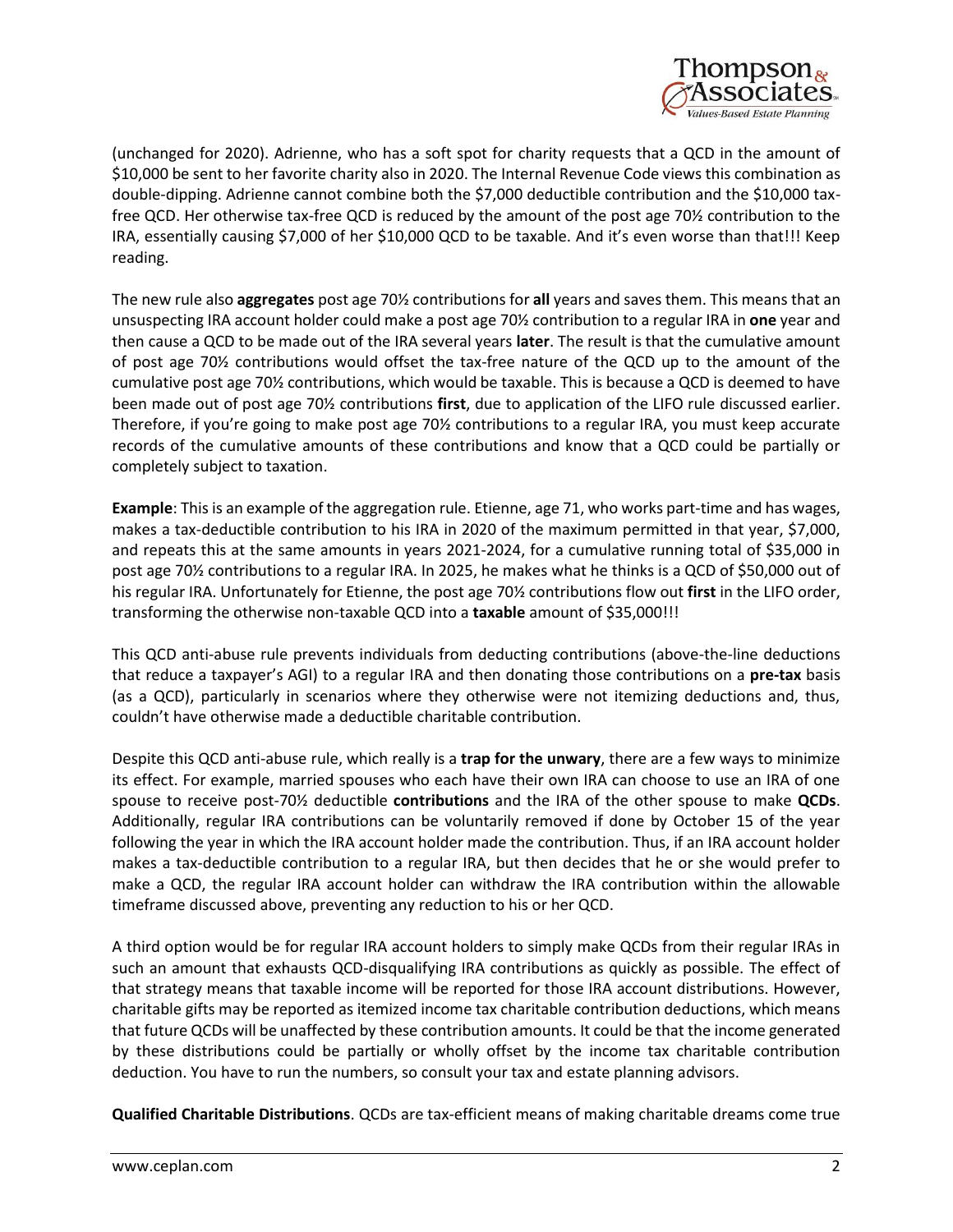(unchanged for 2020). Adrienne, who has a soft spot for charity requests that a QCD in the amount of $10,000 be sent to her favorite charity also in 2020. The Internal Revenue Code views this combination as double-dipping. Adrienne cannot combine both the $7,000 deductible contribution and the $10,000 tax-free QCD. Her otherwise tax-free QCD is reduced by the amount of the post age 70½ contribution to the IRA, essentially causing $7,000 of her $10,000 QCD to be taxable. And it's even worse than that!!! Keep reading.

The new rule also **aggregates** post age 70½ contributions for **all** years and saves them. This means that an unsuspecting IRA account holder could make a post age 70½ contribution to a regular IRA in **one** year and then cause a QCD to be made out of the IRA several years **later**. The result is that the cumulative amount of post age 70½ contributions would offset the tax-free nature of the QCD up to the amount of the cumulative post age 70½ contributions, which would be taxable. This is because a QCD is deemed to have been made out of post age 70½ contributions **first**, due to application of the LIFO rule discussed earlier. Therefore, if you're going to make post age 70½ contributions to a regular IRA, you must keep accurate records of the cumulative amounts of these contributions and know that a QCD could be partially or completely subject to taxation.

**Example**: This is an example of the aggregation rule. Etienne, age 71, who works part-time and has wages, makes a tax-deductible contribution to his IRA in 2020 of the maximum permitted in that year, $7,000, and repeats this at the same amounts in years 2021-2024, for a cumulative running total of $35,000 in post age 70½ contributions to a regular IRA. In 2025, he makes what he thinks is a QCD of $50,000 out of his regular IRA. Unfortunately for Etienne, the post age 70½ contributions flow out **first** in the LIFO order, transforming the otherwise non-taxable QCD into a **taxable** amount of $35,000!!!

This QCD anti-abuse rule prevents individuals from deducting contributions (above-the-line deductions that reduce a taxpayer's AGI) to a regular IRA and then donating those contributions on a **pre-tax** basis (as a QCD), particularly in scenarios where they otherwise were not itemizing deductions and, thus, couldn't have otherwise made a deductible charitable contribution.

Despite this QCD anti-abuse rule, which really is a **trap for the unwary**, there are a few ways to minimize its effect. For example, married spouses who each have their own IRA can choose to use an IRA of one spouse to receive post-70½ deductible **contributions** and the IRA of the other spouse to make **QCDs**. Additionally, regular IRA contributions can be voluntarily removed if done by October 15 of the year following the year in which the IRA account holder made the contribution. Thus, if an IRA account holder makes a tax-deductible contribution to a regular IRA, but then decides that he or she would prefer to make a QCD, the regular IRA account holder can withdraw the IRA contribution within the allowable timeframe discussed above, preventing any reduction to his or her QCD.

A third option would be for regular IRA account holders to simply make QCDs from their regular IRAs in such an amount that exhausts QCD-disqualifying IRA contributions as quickly as possible. The effect of that strategy means that taxable income will be reported for those IRA account distributions. However, charitable gifts may be reported as itemized income tax charitable contribution deductions, which means that future QCDs will be unaffected by these contribution amounts. It could be that the income generated by these distributions could be partially or wholly offset by the income tax charitable contribution deduction. You have to run the numbers, so consult your tax and estate planning advisors.

**Qualified Charitable Distributions**. QCDs are tax-efficient means of making charitable dreams come true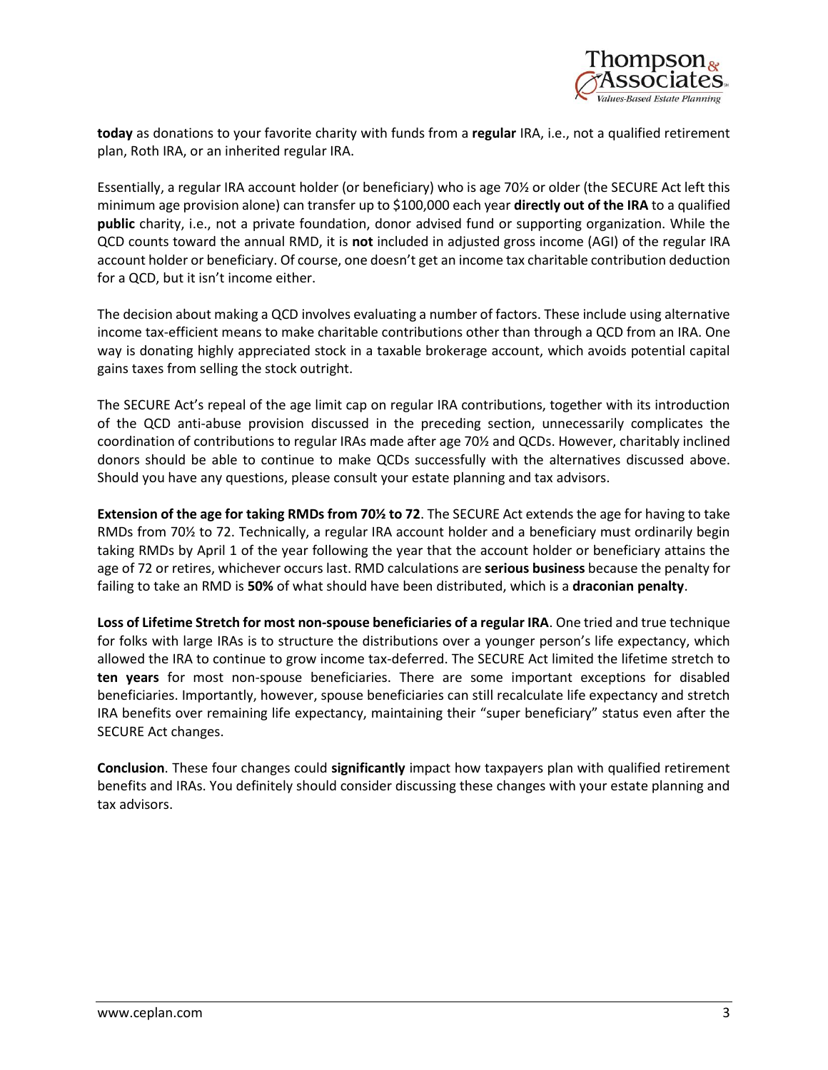**today** as donations to your favorite charity with funds from a **regular** IRA, i.e., not a qualified retirement plan, Roth IRA, or an inherited regular IRA.

Essentially, a regular IRA account holder (or beneficiary) who is age 70½ or older (the SECURE Act left this minimum age provision alone) can transfer up to $100,000 each year **directly out of the IRA** to a qualified **public** charity, i.e., not a private foundation, donor advised fund or supporting organization. While the QCD counts toward the annual RMD, it is **not** included in adjusted gross income (AGI) of the regular IRA account holder or beneficiary. Of course, one doesn't get an income tax charitable contribution deduction for a QCD, but it isn't income either.

The decision about making a QCD involves evaluating a number of factors. These include using alternative income tax-efficient means to make charitable contributions other than through a QCD from an IRA. One way is donating highly appreciated stock in a taxable brokerage account, which avoids potential capital gains taxes from selling the stock outright.

The SECURE Act's repeal of the age limit cap on regular IRA contributions, together with its introduction of the QCD anti-abuse provision discussed in the preceding section, unnecessarily complicates the coordination of contributions to regular IRAs made after age 70½ and QCDs. However, charitably inclined donors should be able to continue to make QCDs successfully with the alternatives discussed above. Should you have any questions, please consult your estate planning and tax advisors.

**Extension of the age for taking RMDs from 70½ to 72**. The SECURE Act extends the age for having to take RMDs from 70½ to 72. Technically, a regular IRA account holder and a beneficiary must ordinarily begin taking RMDs by April 1 of the year following the year that the account holder or beneficiary attains the age of 72 or retires, whichever occurs last. RMD calculations are **serious business** because the penalty for failing to take an RMD is **50%** of what should have been distributed, which is a **draconian penalty**.

**Loss of Lifetime Stretch for most non-spouse beneficiaries of a regular IRA**. One tried and true technique for folks with large IRAs is to structure the distributions over a younger person's life expectancy, which allowed the IRA to continue to grow income tax-deferred. The SECURE Act limited the lifetime stretch to **ten years** for most non-spouse beneficiaries. There are some important exceptions for disabled beneficiaries. Importantly, however, spouse beneficiaries can still recalculate life expectancy and stretch IRA benefits over remaining life expectancy, maintaining their "super beneficiary" status even after the SECURE Act changes.

**Conclusion**. These four changes could **significantly** impact how taxpayers plan with qualified retirement benefits and IRAs. You definitely should consider discussing these changes with your estate planning and tax advisors.